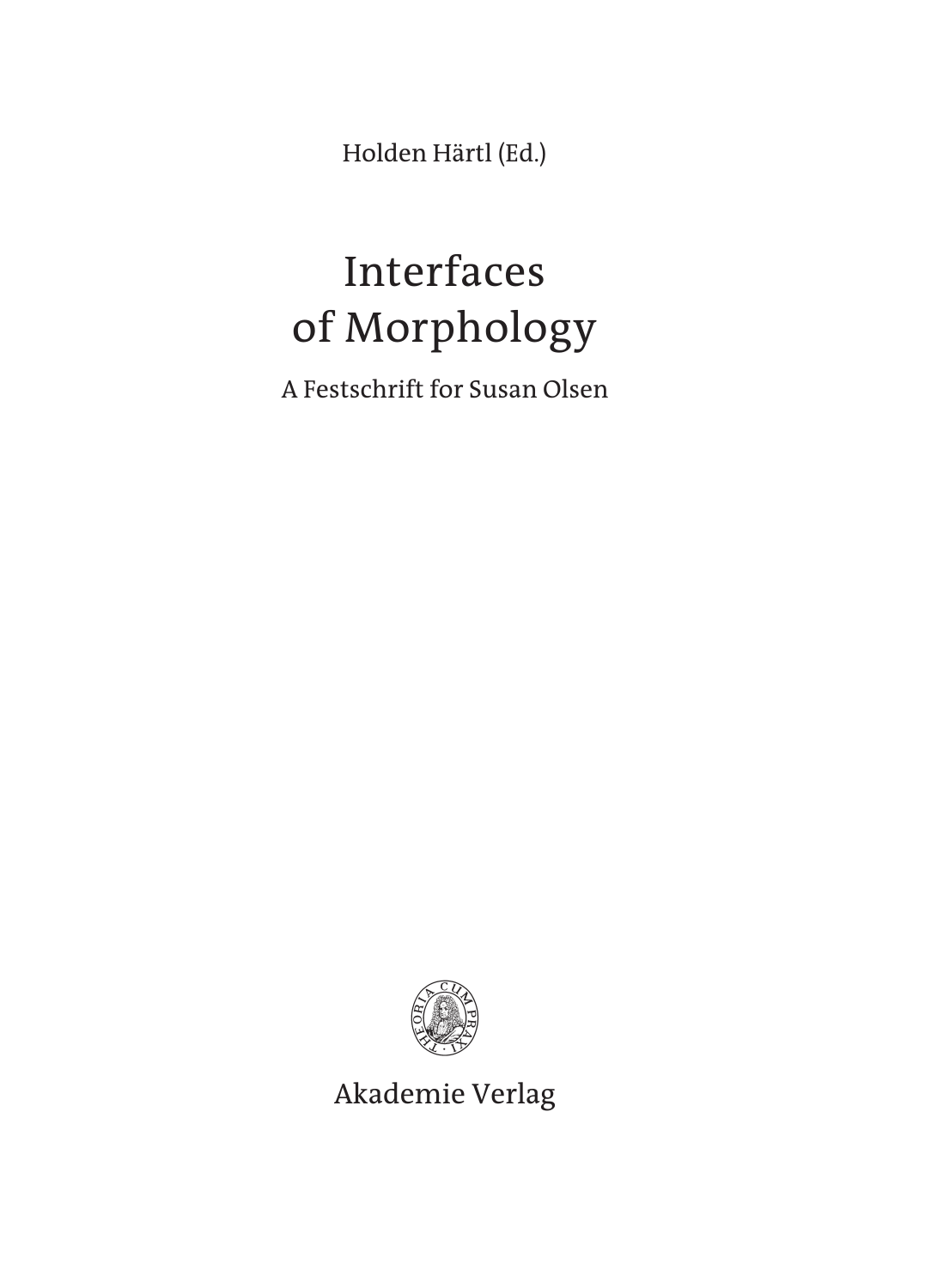Holden Härtl (Ed.)

# Interfaces of Morphology

A Festschrift for Susan Olsen

Akademie Verlag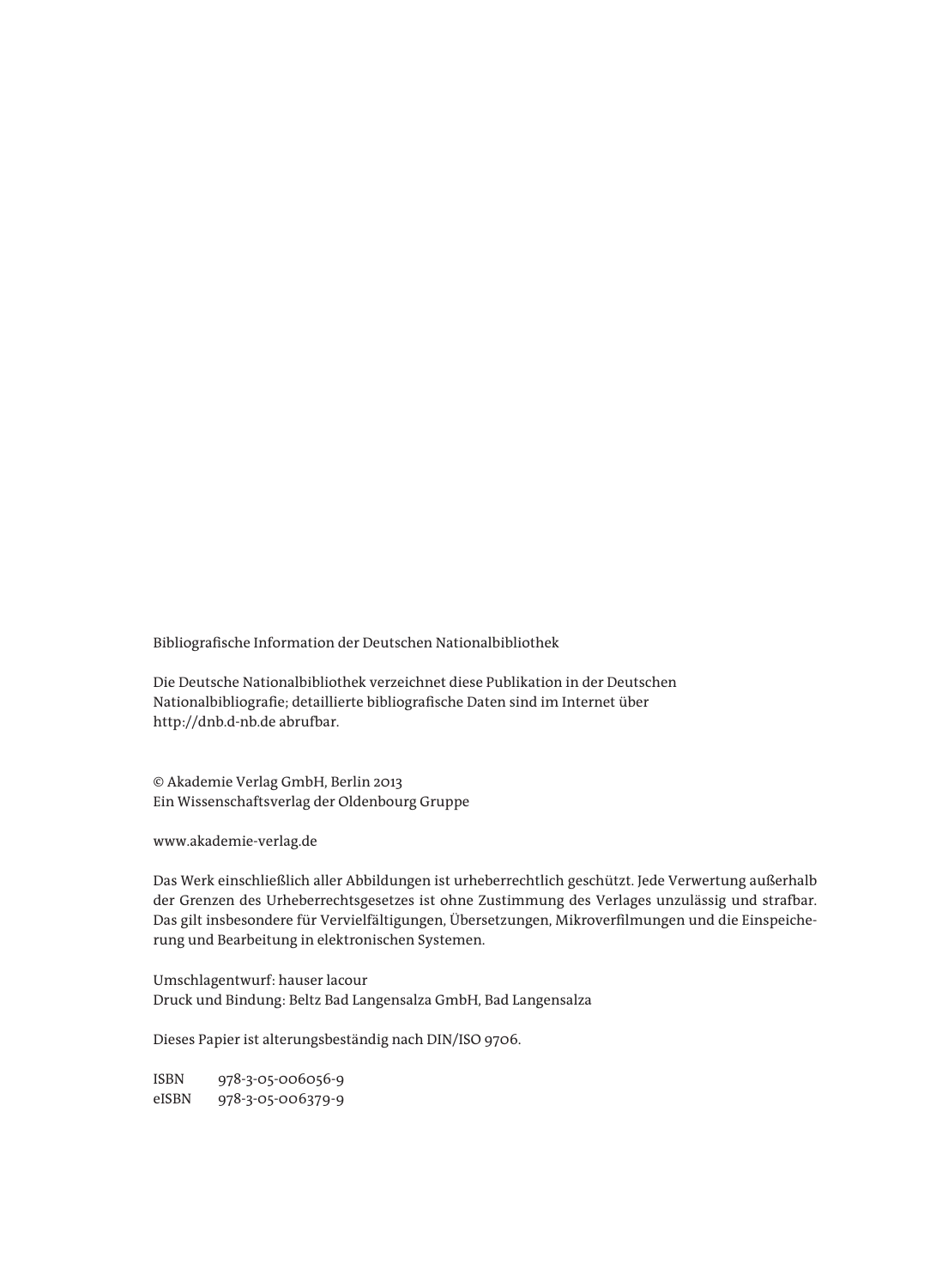Bibliografische Information der Deutschen Nationalbibliothek

Die Deutsche Nationalbibliothek verzeichnet diese Publikation in der Deutschen Nationalbibliografie; detaillierte bibliografische Daten sind im Internet über http://dnb.d-nb.de abrufbar.

© Akademie Verlag GmbH, Berlin 2013
Ein Wissenschaftsverlag der Oldenbourg Gruppe

www.akademie-verlag.de

Das Werk einschließlich aller Abbildungen ist urheberrechtlich geschützt. Jede Verwertung außerhalb der Grenzen des Urheberrechtsgesetzes ist ohne Zustimmung des Verlages unzulässig und strafbar. Das gilt insbesondere für Vervielfältigungen, Übersetzungen, Mikroverfilmungen und die Einspeicherung und Bearbeitung in elektronischen Systemen.

Umschlagentwurf: hauser lacour
Druck und Bindung: Beltz Bad Langensalza GmbH, Bad Langensalza

Dieses Papier ist alterungsbeständig nach DIN/ISO 9706.

ISBN 978-3-05-006056-9
eISBN 978-3-05-006379-9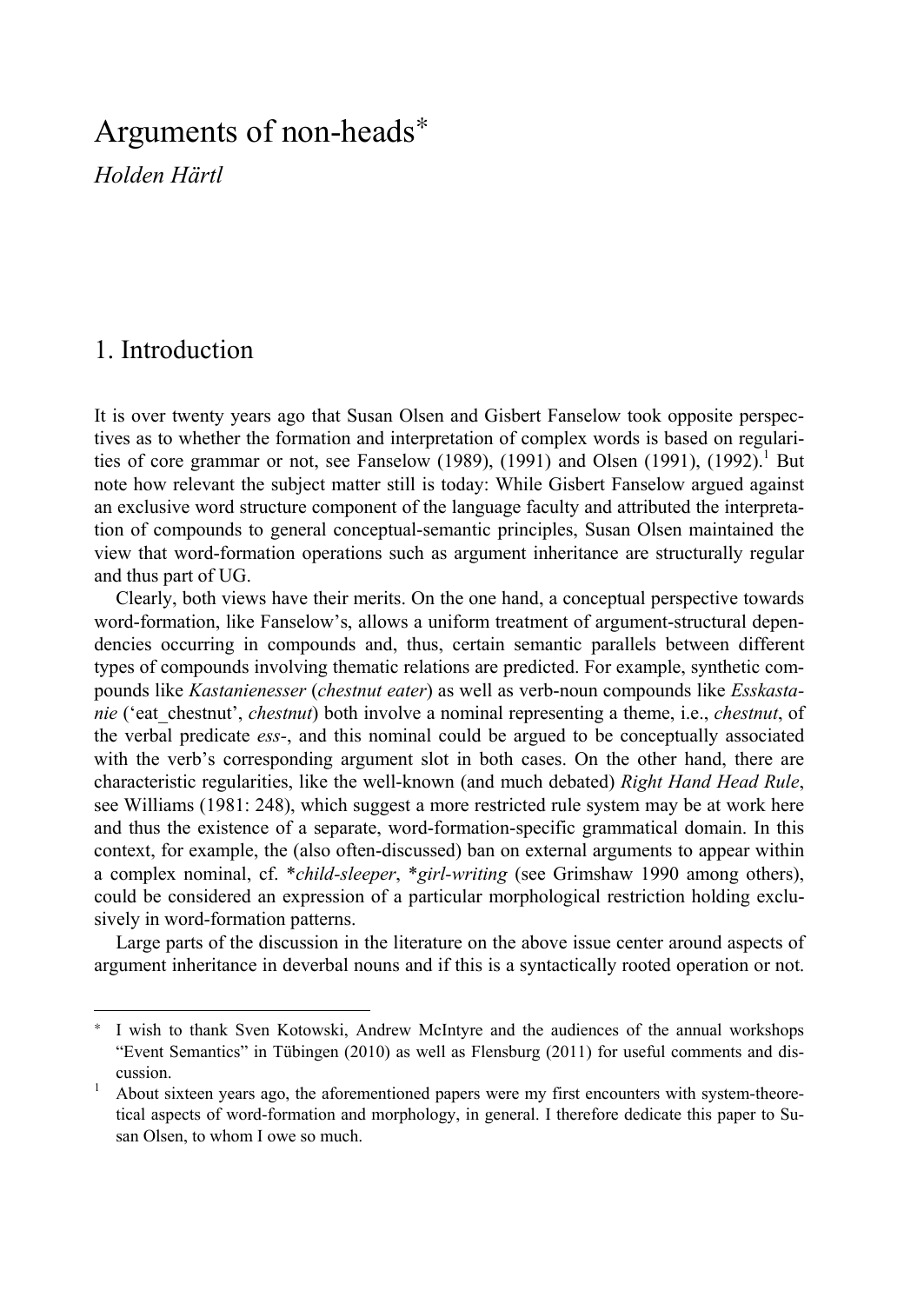# Arguments of non-heads*

*Holden Härtl*

## 1. Introduction

It is over twenty years ago that Susan Olsen and Gisbert Fanselow took opposite perspectives as to whether the formation and interpretation of complex words is based on regularities of core grammar or not, see Fanselow (1989), (1991) and Olsen (1991), (1992).[1] But note how relevant the subject matter still is today: While Gisbert Fanselow argued against an exclusive word structure component of the language faculty and attributed the interpretation of compounds to general conceptual-semantic principles, Susan Olsen maintained the view that word-formation operations such as argument inheritance are structurally regular and thus part of UG.

Clearly, both views have their merits. On the one hand, a conceptual perspective towards word-formation, like Fanselow's, allows a uniform treatment of argument-structural dependencies occurring in compounds and, thus, certain semantic parallels between different types of compounds involving thematic relations are predicted. For example, synthetic compounds like *Kastanienesser* (*chestnut eater*) as well as verb-noun compounds like *Esskastanie* ('eat_chestnut', *chestnut*) both involve a nominal representing a theme, i.e., *chestnut*, of the verbal predicate *ess*-, and this nominal could be argued to be conceptually associated with the verb's corresponding argument slot in both cases. On the other hand, there are characteristic regularities, like the well-known (and much debated) *Right Hand Head Rule*, see Williams (1981: 248), which suggest a more restricted rule system may be at work here and thus the existence of a separate, word-formation-specific grammatical domain. In this context, for example, the (also often-discussed) ban on external arguments to appear within a complex nominal, cf. \**child-sleeper*, \**girl-writing* (see Grimshaw 1990 among others), could be considered an expression of a particular morphological restriction holding exclusively in word-formation patterns.

Large parts of the discussion in the literature on the above issue center around aspects of argument inheritance in deverbal nouns and if this is a syntactically rooted operation or not.

---

\* I wish to thank Sven Kotowski, Andrew McIntyre and the audiences of the annual workshops "Event Semantics" in Tübingen (2010) as well as Flensburg (2011) for useful comments and discussion.

[1] About sixteen years ago, the aforementioned papers were my first encounters with system-theoretical aspects of word-formation and morphology, in general. I therefore dedicate this paper to Susan Olsen, to whom I owe so much.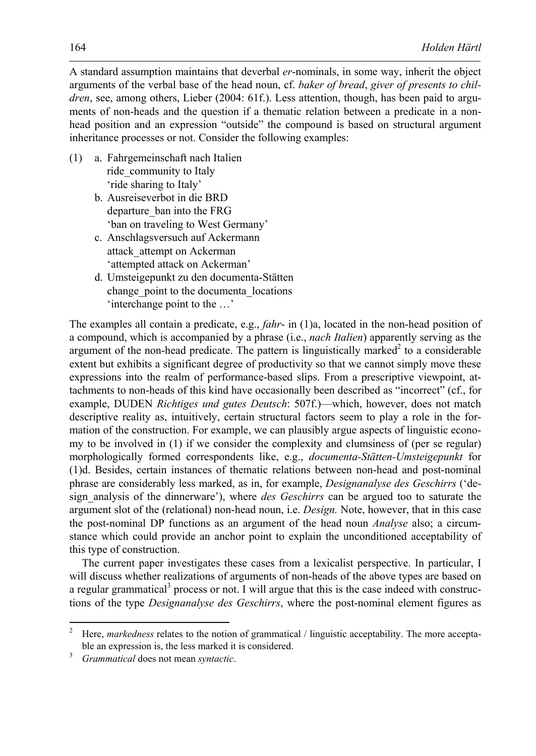A standard assumption maintains that deverbal *er*-nominals, in some way, inherit the object arguments of the verbal base of the head noun, cf. *baker of bread*, *giver of presents to children*, see, among others, Lieber (2004: 61f.). Less attention, though, has been paid to arguments of non-heads and the question if a thematic relation between a predicate in a non-head position and an expression "outside" the compound is based on structural argument inheritance processes or not. Consider the following examples:

(1) a. Fahrgemeinschaft nach Italien
 ride_community to Italy
 'ride sharing to Italy'
 b. Ausreiseverbot in die BRD
 departure_ban into the FRG
 'ban on traveling to West Germany'
 c. Anschlagsversuch auf Ackermann
 attack_attempt on Ackerman
 'attempted attack on Ackerman'
 d. Umsteigepunkt zu den documenta-Stätten
 change_point to the documenta_locations
 'interchange point to the …'

The examples all contain a predicate, e.g., *fahr-* in (1)a, located in the non-head position of a compound, which is accompanied by a phrase (i.e., *nach Italien*) apparently serving as the argument of the non-head predicate. The pattern is linguistically marked[2] to a considerable extent but exhibits a significant degree of productivity so that we cannot simply move these expressions into the realm of performance-based slips. From a prescriptive viewpoint, attachments to non-heads of this kind have occasionally been described as "incorrect" (cf., for example, DUDEN *Richtiges und gutes Deutsch*: 507f.)—which, however, does not match descriptive reality as, intuitively, certain structural factors seem to play a role in the formation of the construction. For example, we can plausibly argue aspects of linguistic economy to be involved in (1) if we consider the complexity and clumsiness of (per se regular) morphologically formed correspondents like, e.g., *documenta-Stätten-Umsteigepunkt* for (1)d. Besides, certain instances of thematic relations between non-head and post-nominal phrase are considerably less marked, as in, for example, *Designanalyse des Geschirrs* ('design_analysis of the dinnerware'), where *des Geschirrs* can be argued too to saturate the argument slot of the (relational) non-head noun, i.e. *Design.* Note, however, that in this case the post-nominal DP functions as an argument of the head noun *Analyse* also; a circumstance which could provide an anchor point to explain the unconditioned acceptability of this type of construction.

The current paper investigates these cases from a lexicalist perspective. In particular, I will discuss whether realizations of arguments of non-heads of the above types are based on a regular grammatical[3] process or not. I will argue that this is the case indeed with constructions of the type *Designanalyse des Geschirrs*, where the post-nominal element figures as

---

[2] Here, *markedness* relates to the notion of grammatical / linguistic acceptability. The more acceptable an expression is, the less marked it is considered.

[3] *Grammatical* does not mean *syntactic*.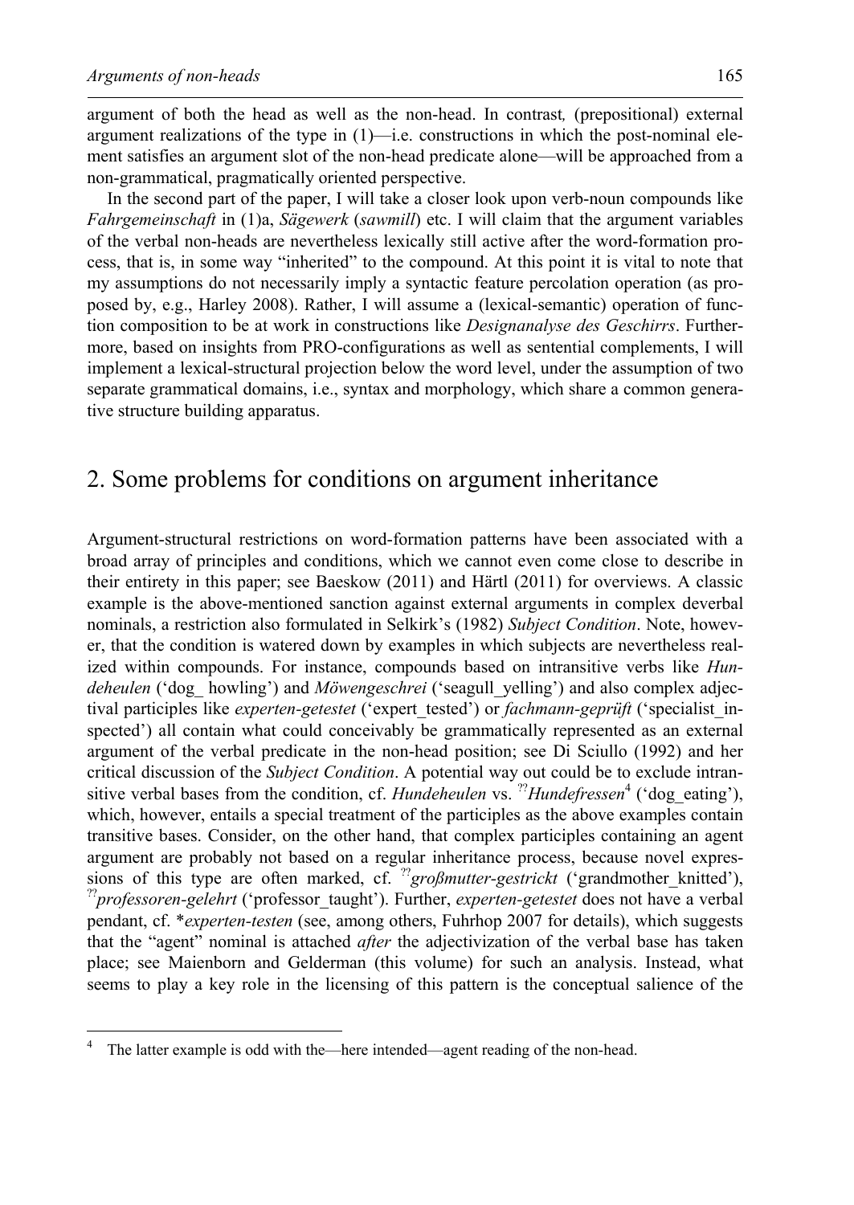argument of both the head as well as the non-head. In contrast*,* (prepositional) external argument realizations of the type in (1)—i.e. constructions in which the post-nominal element satisfies an argument slot of the non-head predicate alone—will be approached from a non-grammatical, pragmatically oriented perspective.

In the second part of the paper, I will take a closer look upon verb-noun compounds like *Fahrgemeinschaft* in (1)a, *Sägewerk* (*sawmill*) etc. I will claim that the argument variables of the verbal non-heads are nevertheless lexically still active after the word-formation process, that is, in some way "inherited" to the compound. At this point it is vital to note that my assumptions do not necessarily imply a syntactic feature percolation operation (as proposed by, e.g., Harley 2008). Rather, I will assume a (lexical-semantic) operation of function composition to be at work in constructions like *Designanalyse des Geschirrs*. Furthermore, based on insights from PRO-configurations as well as sentential complements, I will implement a lexical-structural projection below the word level, under the assumption of two separate grammatical domains, i.e., syntax and morphology, which share a common generative structure building apparatus.

## 2. Some problems for conditions on argument inheritance

Argument-structural restrictions on word-formation patterns have been associated with a broad array of principles and conditions, which we cannot even come close to describe in their entirety in this paper; see Baeskow (2011) and Härtl (2011) for overviews. A classic example is the above-mentioned sanction against external arguments in complex deverbal nominals, a restriction also formulated in Selkirk's (1982) *Subject Condition*. Note, however, that the condition is watered down by examples in which subjects are nevertheless realized within compounds. For instance, compounds based on intransitive verbs like *Hundeheulen* ('dog_ howling') and *Möwengeschrei* ('seagull_yelling') and also complex adjectival participles like *experten-getestet* ('expert_tested') or *fachmann-geprüft* ('specialist_inspected') all contain what could conceivably be grammatically represented as an external argument of the verbal predicate in the non-head position; see Di Sciullo (1992) and her critical discussion of the *Subject Condition*. A potential way out could be to exclude intransitive verbal bases from the condition, cf. *Hundeheulen* vs. ??*Hundefressen*[4] ('dog_eating'), which, however, entails a special treatment of the participles as the above examples contain transitive bases. Consider, on the other hand, that complex participles containing an agent argument are probably not based on a regular inheritance process, because novel expressions of this type are often marked, cf. ??*großmutter-gestrickt* ('grandmother_knitted'), ??*professoren-gelehrt* ('professor_taught'). Further, *experten-getestet* does not have a verbal pendant, cf. \**experten-testen* (see, among others, Fuhrhop 2007 for details), which suggests that the "agent" nominal is attached *after* the adjectivization of the verbal base has taken place; see Maienborn and Gelderman (this volume) for such an analysis. Instead, what seems to play a key role in the licensing of this pattern is the conceptual salience of the

[4] The latter example is odd with the—here intended—agent reading of the non-head.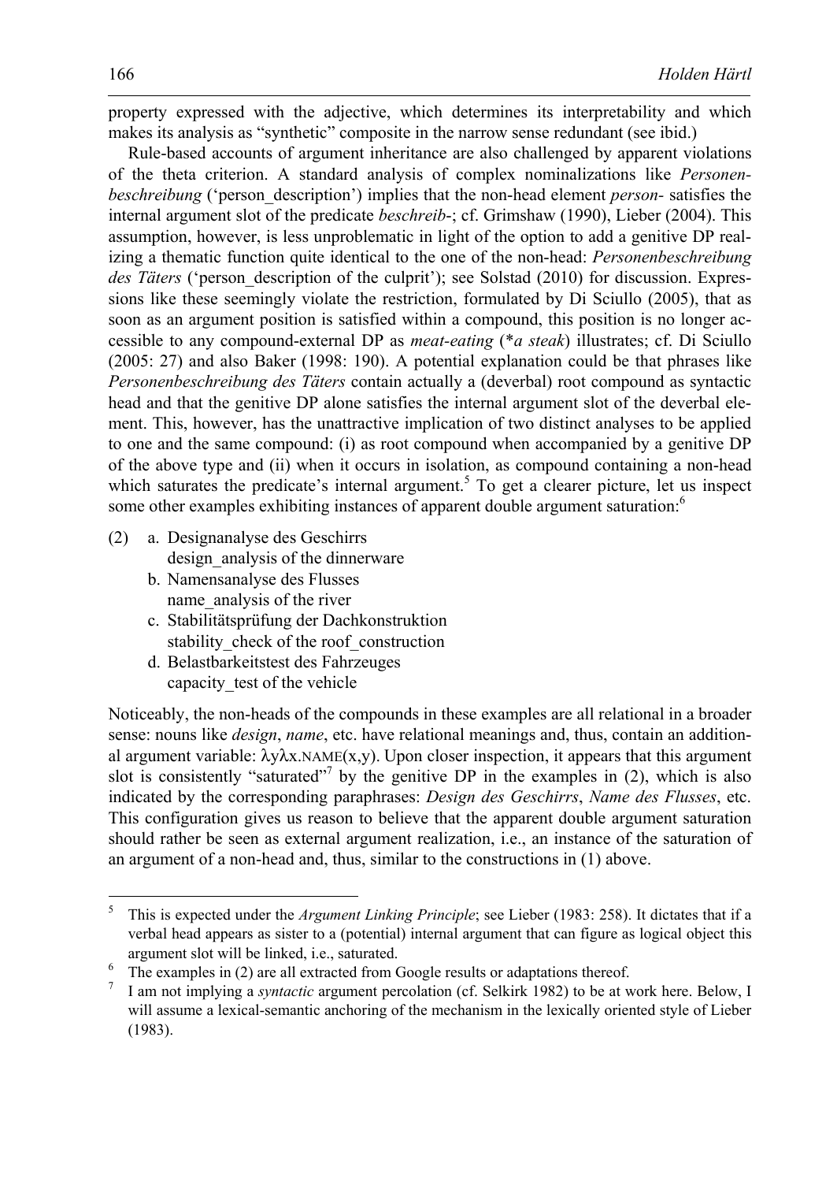property expressed with the adjective, which determines its interpretability and which makes its analysis as "synthetic" composite in the narrow sense redundant (see ibid.)

Rule-based accounts of argument inheritance are also challenged by apparent violations of the theta criterion. A standard analysis of complex nominalizations like *Personenbeschreibung* ('person_description') implies that the non-head element *person-* satisfies the internal argument slot of the predicate *beschreib-*; cf. Grimshaw (1990), Lieber (2004). This assumption, however, is less unproblematic in light of the option to add a genitive DP realizing a thematic function quite identical to the one of the non-head: *Personenbeschreibung des Täters* ('person_description of the culprit'); see Solstad (2010) for discussion. Expressions like these seemingly violate the restriction, formulated by Di Sciullo (2005), that as soon as an argument position is satisfied within a compound, this position is no longer accessible to any compound-external DP as *meat-eating* (*\*a steak*) illustrates; cf. Di Sciullo (2005: 27) and also Baker (1998: 190). A potential explanation could be that phrases like *Personenbeschreibung des Täters* contain actually a (deverbal) root compound as syntactic head and that the genitive DP alone satisfies the internal argument slot of the deverbal element. This, however, has the unattractive implication of two distinct analyses to be applied to one and the same compound: (i) as root compound when accompanied by a genitive DP of the above type and (ii) when it occurs in isolation, as compound containing a non-head which saturates the predicate's internal argument.[5] To get a clearer picture, let us inspect some other examples exhibiting instances of apparent double argument saturation:[6]

(2) a. Designanalyse des Geschirrs
 design_analysis of the dinnerware
 b. Namensanalyse des Flusses
 name_analysis of the river
 c. Stabilitätsprüfung der Dachkonstruktion
 stability_check of the roof_construction
 d. Belastbarkeitstest des Fahrzeuges
 capacity_test of the vehicle

Noticeably, the non-heads of the compounds in these examples are all relational in a broader sense: nouns like *design*, *name*, etc. have relational meanings and, thus, contain an additional argument variable: λyλx.NAME(x,y). Upon closer inspection, it appears that this argument slot is consistently "saturated"[7] by the genitive DP in the examples in (2), which is also indicated by the corresponding paraphrases: *Design des Geschirrs*, *Name des Flusses*, etc. This configuration gives us reason to believe that the apparent double argument saturation should rather be seen as external argument realization, i.e., an instance of the saturation of an argument of a non-head and, thus, similar to the constructions in (1) above.

[5] This is expected under the *Argument Linking Principle*; see Lieber (1983: 258). It dictates that if a verbal head appears as sister to a (potential) internal argument that can figure as logical object this argument slot will be linked, i.e., saturated.

[6] The examples in (2) are all extracted from Google results or adaptations thereof.

[7] I am not implying a *syntactic* argument percolation (cf. Selkirk 1982) to be at work here. Below, I will assume a lexical-semantic anchoring of the mechanism in the lexically oriented style of Lieber (1983).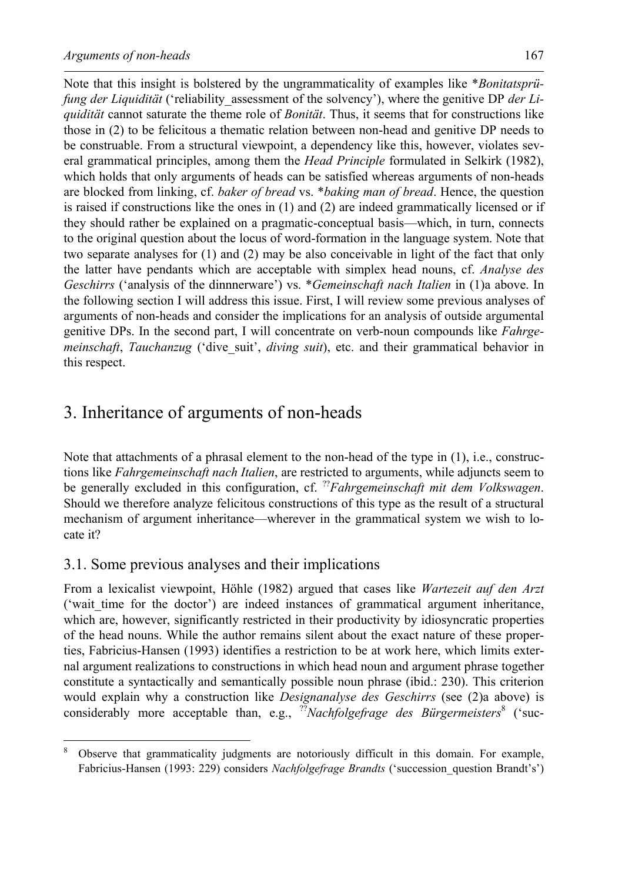Note that this insight is bolstered by the ungrammaticality of examples like **Bonitatsprüfung der Liquidität* ('reliability_assessment of the solvency'), where the genitive DP *der Liquidität* cannot saturate the theme role of *Bonität*. Thus, it seems that for constructions like those in (2) to be felicitous a thematic relation between non-head and genitive DP needs to be construable. From a structural viewpoint, a dependency like this, however, violates several grammatical principles, among them the *Head Principle* formulated in Selkirk (1982), which holds that only arguments of heads can be satisfied whereas arguments of non-heads are blocked from linking, cf. *baker of bread* vs. **baking man of bread*. Hence, the question is raised if constructions like the ones in (1) and (2) are indeed grammatically licensed or if they should rather be explained on a pragmatic-conceptual basis—which, in turn, connects to the original question about the locus of word-formation in the language system. Note that two separate analyses for (1) and (2) may be also conceivable in light of the fact that only the latter have pendants which are acceptable with simplex head nouns, cf. *Analyse des Geschirrs* ('analysis of the dinnnerware') vs. **Gemeinschaft nach Italien* in (1)a above. In the following section I will address this issue. First, I will review some previous analyses of arguments of non-heads and consider the implications for an analysis of outside argumental genitive DPs. In the second part, I will concentrate on verb-noun compounds like *Fahrgemeinschaft*, *Tauchanzug* ('dive_suit', *diving suit*), etc. and their grammatical behavior in this respect.

# 3. Inheritance of arguments of non-heads

Note that attachments of a phrasal element to the non-head of the type in (1), i.e., constructions like *Fahrgemeinschaft nach Italien*, are restricted to arguments, while adjuncts seem to be generally excluded in this configuration, cf. ??*Fahrgemeinschaft mit dem Volkswagen*. Should we therefore analyze felicitous constructions of this type as the result of a structural mechanism of argument inheritance—wherever in the grammatical system we wish to locate it?

## 3.1. Some previous analyses and their implications

From a lexicalist viewpoint, Höhle (1982) argued that cases like *Wartezeit auf den Arzt* ('wait_time for the doctor') are indeed instances of grammatical argument inheritance, which are, however, significantly restricted in their productivity by idiosyncratic properties of the head nouns. While the author remains silent about the exact nature of these properties, Fabricius-Hansen (1993) identifies a restriction to be at work here, which limits external argument realizations to constructions in which head noun and argument phrase together constitute a syntactically and semantically possible noun phrase (ibid.: 230). This criterion would explain why a construction like *Designanalyse des Geschirrs* (see (2)a above) is considerably more acceptable than, e.g., ??*Nachfolgefrage des Bürgermeisters*[8] ('suc-

[8] Observe that grammaticality judgments are notoriously difficult in this domain. For example, Fabricius-Hansen (1993: 229) considers *Nachfolgefrage Brandts* ('succession_question Brandt's')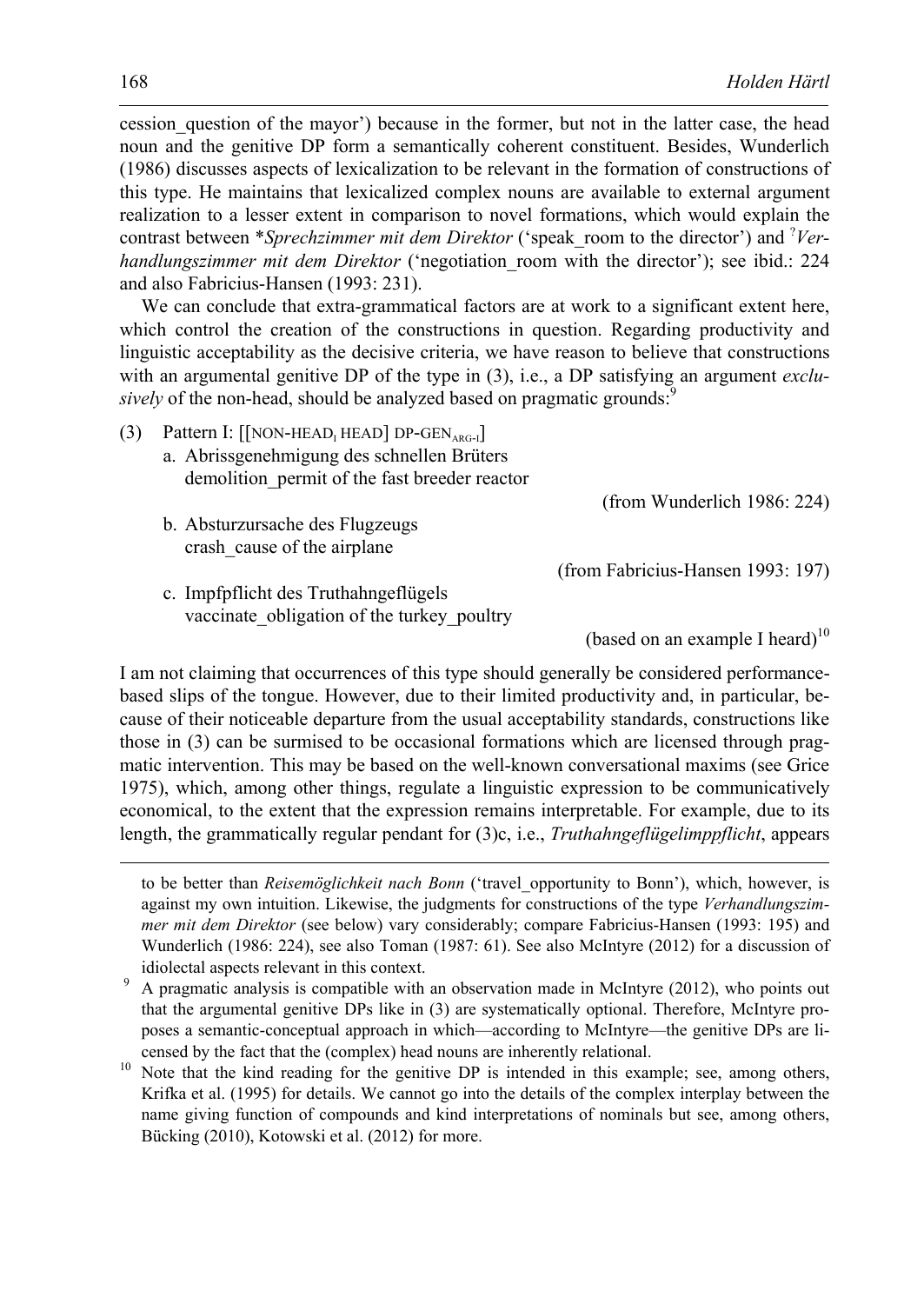cession_question of the mayor') because in the former, but not in the latter case, the head noun and the genitive DP form a semantically coherent constituent. Besides, Wunderlich (1986) discusses aspects of lexicalization to be relevant in the formation of constructions of this type. He maintains that lexicalized complex nouns are available to external argument realization to a lesser extent in comparison to novel formations, which would explain the contrast between **Sprechzimmer mit dem Direktor* ('speak_room to the director') and ?*Verhandlungszimmer mit dem Direktor* ('negotiation_room with the director'); see ibid.: 224 and also Fabricius-Hansen (1993: 231).

We can conclude that extra-grammatical factors are at work to a significant extent here, which control the creation of the constructions in question. Regarding productivity and linguistic acceptability as the decisive criteria, we have reason to believe that constructions with an argumental genitive DP of the type in (3), i.e., a DP satisfying an argument *exclusively* of the non-head, should be analyzed based on pragmatic grounds:[9]

(3) Pattern I: [[NON-HEAD$_\text{I}$ HEAD] DP-GEN$_\text{ARG-I}$]

a. Abrissgenehmigung des schnellen Brüters
demolition_permit of the fast breeder reactor
(from Wunderlich 1986: 224)

b. Absturzursache des Flugzeugs
crash_cause of the airplane
(from Fabricius-Hansen 1993: 197)

c. Impfpflicht des Truthahngeflügels
vaccinate_obligation of the turkey_poultry
(based on an example I heard)[10]

I am not claiming that occurrences of this type should generally be considered performance-based slips of the tongue. However, due to their limited productivity and, in particular, because of their noticeable departure from the usual acceptability standards, constructions like those in (3) can be surmised to be occasional formations which are licensed through pragmatic intervention. This may be based on the well-known conversational maxims (see Grice 1975), which, among other things, regulate a linguistic expression to be communicatively economical, to the extent that the expression remains interpretable. For example, due to its length, the grammatically regular pendant for (3)c, i.e., *Truthahngeflügelimppflicht*, appears

---

to be better than *Reisemöglichkeit nach Bonn* ('travel_opportunity to Bonn'), which, however, is against my own intuition. Likewise, the judgments for constructions of the type *Verhandlungszimmer mit dem Direktor* (see below) vary considerably; compare Fabricius-Hansen (1993: 195) and Wunderlich (1986: 224), see also Toman (1987: 61). See also McIntyre (2012) for a discussion of idiolectal aspects relevant in this context.

[9] A pragmatic analysis is compatible with an observation made in McIntyre (2012), who points out that the argumental genitive DPs like in (3) are systematically optional. Therefore, McIntyre proposes a semantic-conceptual approach in which—according to McIntyre—the genitive DPs are licensed by the fact that the (complex) head nouns are inherently relational.

[10] Note that the kind reading for the genitive DP is intended in this example; see, among others, Krifka et al. (1995) for details. We cannot go into the details of the complex interplay between the name giving function of compounds and kind interpretations of nominals but see, among others, Bücking (2010), Kotowski et al. (2012) for more.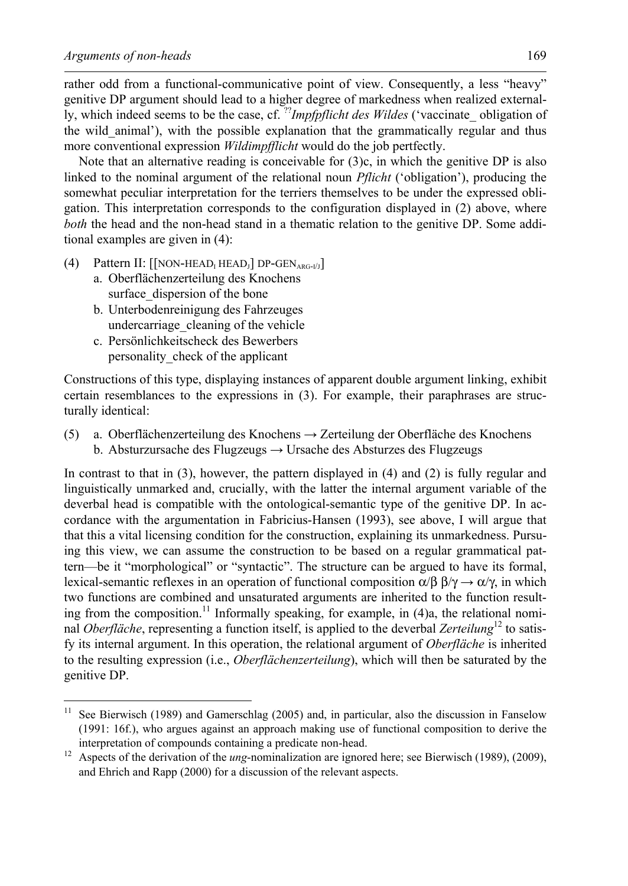rather odd from a functional-communicative point of view. Consequently, a less "heavy" genitive DP argument should lead to a higher degree of markedness when realized externally, which indeed seems to be the case, cf. ??*Impfpflicht des Wildes* ('vaccinate_ obligation of the wild_animal'), with the possible explanation that the grammatically regular and thus more conventional expression *Wildimpfflicht* would do the job pertfectly.

Note that an alternative reading is conceivable for (3)c, in which the genitive DP is also linked to the nominal argument of the relational noun *Pflicht* ('obligation'), producing the somewhat peculiar interpretation for the terriers themselves to be under the expressed obligation. This interpretation corresponds to the configuration displayed in (2) above, where *both* the head and the non-head stand in a thematic relation to the genitive DP. Some additional examples are given in (4):

(4) Pattern II: [[NON-HEAD$_I$ HEAD$_J$] DP-GEN$_{ARG-I/J}$]
   a. Oberflächenzerteilung des Knochens
      surface_dispersion of the bone
   b. Unterbodenreinigung des Fahrzeuges
      undercarriage_cleaning of the vehicle
   c. Persönlichkeitscheck des Bewerbers
      personality_check of the applicant

Constructions of this type, displaying instances of apparent double argument linking, exhibit certain resemblances to the expressions in (3). For example, their paraphrases are structurally identical:

(5) a. Oberflächenzerteilung des Knochens → Zerteilung der Oberfläche des Knochens
   b. Absturzursache des Flugzeugs → Ursache des Absturzes des Flugzeugs

In contrast to that in (3), however, the pattern displayed in (4) and (2) is fully regular and linguistically unmarked and, crucially, with the latter the internal argument variable of the deverbal head is compatible with the ontological-semantic type of the genitive DP. In accordance with the argumentation in Fabricius-Hansen (1993), see above, I will argue that that this a vital licensing condition for the construction, explaining its unmarkedness. Pursuing this view, we can assume the construction to be based on a regular grammatical pattern—be it "morphological" or "syntactic". The structure can be argued to have its formal, lexical-semantic reflexes in an operation of functional composition $\alpha/\beta\ \beta/\gamma \rightarrow \alpha/\gamma$, in which two functions are combined and unsaturated arguments are inherited to the function resulting from the composition.[11] Informally speaking, for example, in (4)a, the relational nominal *Oberfläche*, representing a function itself, is applied to the deverbal *Zerteilung*[12] to satisfy its internal argument. In this operation, the relational argument of *Oberfläche* is inherited to the resulting expression (i.e., *Oberflächenzerteilung*), which will then be saturated by the genitive DP.

---

[11] See Bierwisch (1989) and Gamerschlag (2005) and, in particular, also the discussion in Fanselow (1991: 16f.), who argues against an approach making use of functional composition to derive the interpretation of compounds containing a predicate non-head.

[12] Aspects of the derivation of the *ung*-nominalization are ignored here; see Bierwisch (1989), (2009), and Ehrich and Rapp (2000) for a discussion of the relevant aspects.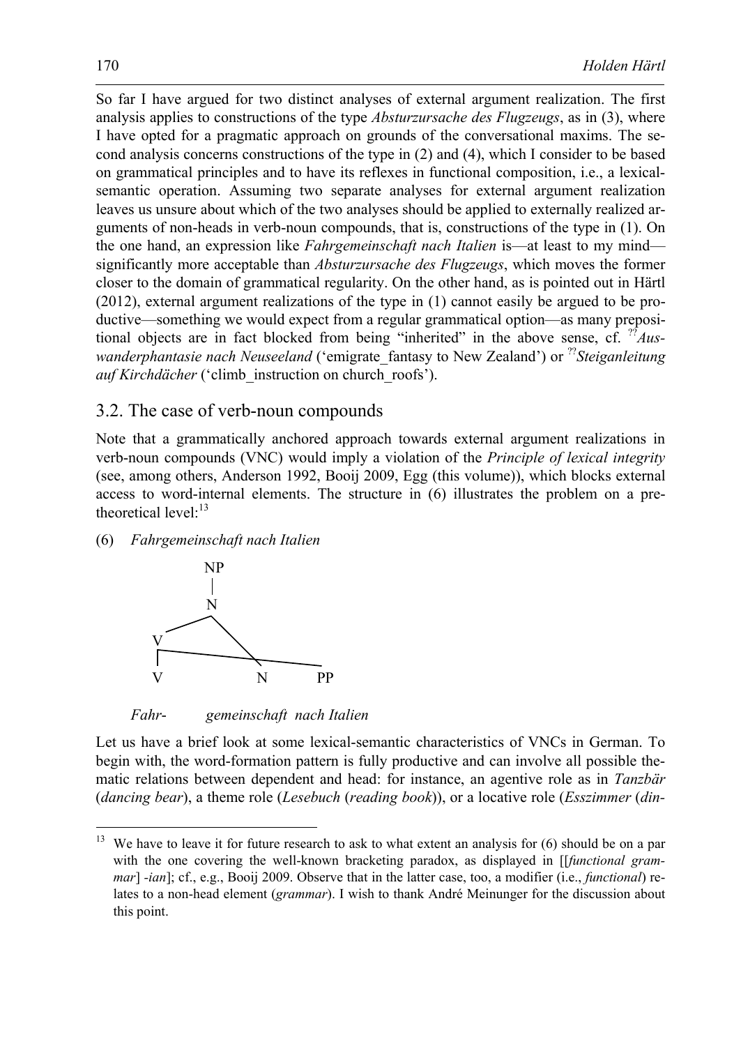So far I have argued for two distinct analyses of external argument realization. The first analysis applies to constructions of the type *Absturzursache des Flugzeugs*, as in (3), where I have opted for a pragmatic approach on grounds of the conversational maxims. The second analysis concerns constructions of the type in (2) and (4), which I consider to be based on grammatical principles and to have its reflexes in functional composition, i.e., a lexical-semantic operation. Assuming two separate analyses for external argument realization leaves us unsure about which of the two analyses should be applied to externally realized arguments of non-heads in verb-noun compounds, that is, constructions of the type in (1). On the one hand, an expression like *Fahrgemeinschaft nach Italien* is—at least to my mind—significantly more acceptable than *Absturzursache des Flugzeugs*, which moves the former closer to the domain of grammatical regularity. On the other hand, as is pointed out in Härtl (2012), external argument realizations of the type in (1) cannot easily be argued to be productive—something we would expect from a regular grammatical option—as many prepositional objects are in fact blocked from being "inherited" in the above sense, cf. ??*Auswanderphantasie nach Neuseeland* ('emigrate_fantasy to New Zealand') or ??*Steiganleitung auf Kirchdächer* ('climb_instruction on church_roofs').

## 3.2. The case of verb-noun compounds

Note that a grammatically anchored approach towards external argument realizations in verb-noun compounds (VNC) would imply a violation of the *Principle of lexical integrity* (see, among others, Anderson 1992, Booij 2009, Egg (this volume)), which blocks external access to word-internal elements. The structure in (6) illustrates the problem on a pre-theoretical level:[13]

(6) *Fahrgemeinschaft nach Italien*

```
        NP
        |
        N
      /   \
     V     \
     |‾‾‾‾‾‾‾\‾‾‾‾‾‾‾‾‾
     V        N        PP

   Fahr-   gemeinschaft  nach Italien
```

Let us have a brief look at some lexical-semantic characteristics of VNCs in German. To begin with, the word-formation pattern is fully productive and can involve all possible thematic relations between dependent and head: for instance, an agentive role as in *Tanzbär* (*dancing bear*), a theme role (*Lesebuch* (*reading book*)), or a locative role (*Esszimmer* (*din-*

[13] We have to leave it for future research to ask to what extent an analysis for (6) should be on a par with the one covering the well-known bracketing paradox, as displayed in [[*functional grammar*] -*ian*]; cf., e.g., Booij 2009. Observe that in the latter case, too, a modifier (i.e., *functional*) relates to a non-head element (*grammar*). I wish to thank André Meinunger for the discussion about this point.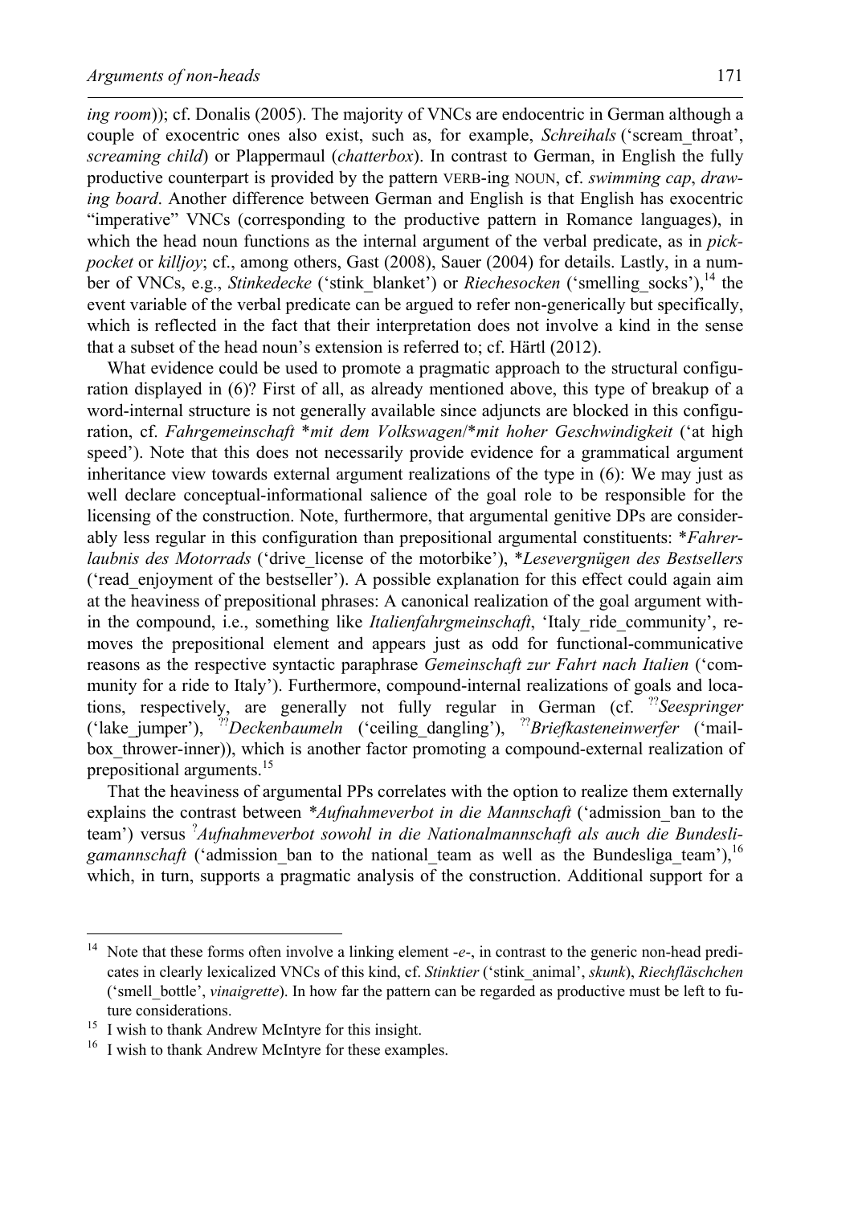*ing room*)); cf. Donalis (2005). The majority of VNCs are endocentric in German although a couple of exocentric ones also exist, such as, for example, *Schreihals* ('scream_throat', *screaming child*) or Plappermaul (*chatterbox*). In contrast to German, in English the fully productive counterpart is provided by the pattern VERB-ing NOUN, cf. *swimming cap*, *drawing board*. Another difference between German and English is that English has exocentric "imperative" VNCs (corresponding to the productive pattern in Romance languages), in which the head noun functions as the internal argument of the verbal predicate, as in *pickpocket* or *killjoy*; cf., among others, Gast (2008), Sauer (2004) for details. Lastly, in a number of VNCs, e.g., *Stinkedecke* ('stink_blanket') or *Riechesocken* ('smelling_socks'),[14] the event variable of the verbal predicate can be argued to refer non-generically but specifically, which is reflected in the fact that their interpretation does not involve a kind in the sense that a subset of the head noun's extension is referred to; cf. Härtl (2012).

What evidence could be used to promote a pragmatic approach to the structural configuration displayed in (6)? First of all, as already mentioned above, this type of breakup of a word-internal structure is not generally available since adjuncts are blocked in this configuration, cf. *Fahrgemeinschaft \*mit dem Volkswagen*/*\*mit hoher Geschwindigkeit* ('at high speed'). Note that this does not necessarily provide evidence for a grammatical argument inheritance view towards external argument realizations of the type in (6): We may just as well declare conceptual-informational salience of the goal role to be responsible for the licensing of the construction. Note, furthermore, that argumental genitive DPs are considerably less regular in this configuration than prepositional argumental constituents: \**Fahrerlaubnis des Motorrads* ('drive_license of the motorbike'), \**Lesevergnügen des Bestsellers* ('read_enjoyment of the bestseller'). A possible explanation for this effect could again aim at the heaviness of prepositional phrases: A canonical realization of the goal argument within the compound, i.e., something like *Italienfahrgmeinschaft*, 'Italy_ride_community', removes the prepositional element and appears just as odd for functional-communicative reasons as the respective syntactic paraphrase *Gemeinschaft zur Fahrt nach Italien* ('community for a ride to Italy'). Furthermore, compound-internal realizations of goals and locations, respectively, are generally not fully regular in German (cf. ??*Seespringer* ('lake_jumper'), ??*Deckenbaumeln* ('ceiling_dangling'), ??*Briefkasteneinwerfer* ('mailbox_thrower-inner)), which is another factor promoting a compound-external realization of prepositional arguments.[15]

That the heaviness of argumental PPs correlates with the option to realize them externally explains the contrast between \**Aufnahmeverbot in die Mannschaft* ('admission_ban to the team') versus ?*Aufnahmeverbot sowohl in die Nationalmannschaft als auch die Bundesligamannschaft* ('admission_ban to the national_team as well as the Bundesliga_team'),[16] which, in turn, supports a pragmatic analysis of the construction. Additional support for a

---

[14] Note that these forms often involve a linking element -*e*-, in contrast to the generic non-head predicates in clearly lexicalized VNCs of this kind, cf. *Stinktier* ('stink_animal', *skunk*), *Riechfläschchen* ('smell_bottle', *vinaigrette*). In how far the pattern can be regarded as productive must be left to future considerations.

[15] I wish to thank Andrew McIntyre for this insight.

[16] I wish to thank Andrew McIntyre for these examples.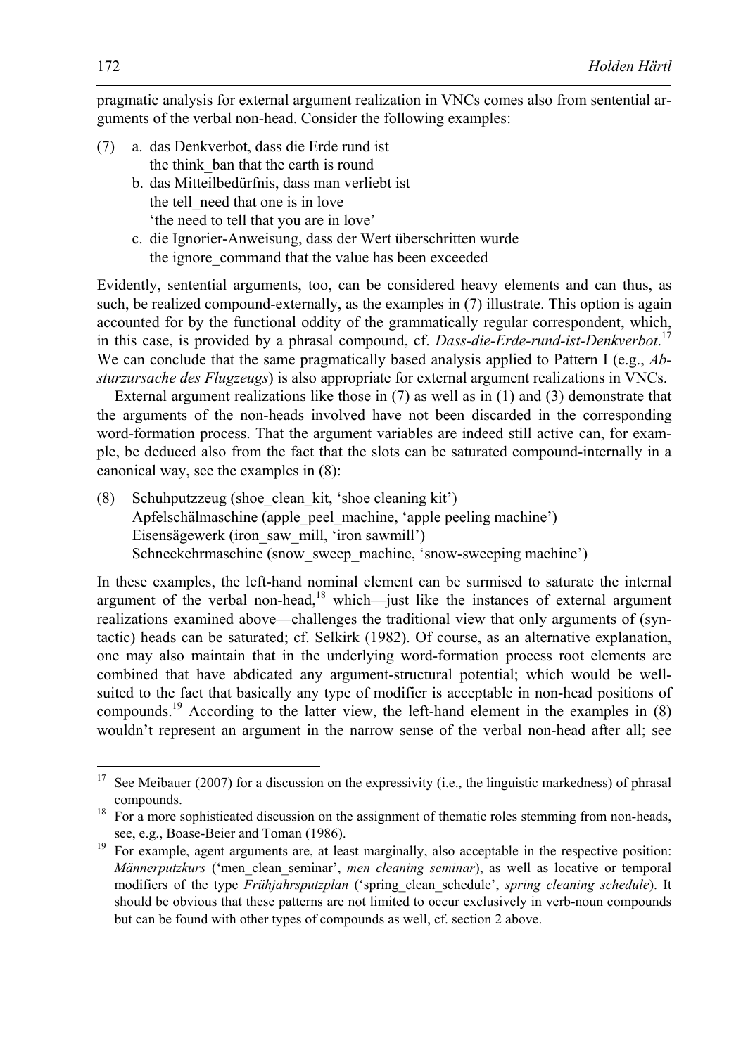pragmatic analysis for external argument realization in VNCs comes also from sentential arguments of the verbal non-head. Consider the following examples:

(7) a. das Denkverbot, dass die Erde rund ist
    the think_ban that the earth is round
  b. das Mitteilbedürfnis, dass man verliebt ist
    the tell_need that one is in love
    'the need to tell that you are in love'
  c. die Ignorier-Anweisung, dass der Wert überschritten wurde
    the ignore_command that the value has been exceeded

Evidently, sentential arguments, too, can be considered heavy elements and can thus, as such, be realized compound-externally, as the examples in (7) illustrate. This option is again accounted for by the functional oddity of the grammatically regular correspondent, which, in this case, is provided by a phrasal compound, cf. *Dass-die-Erde-rund-ist-Denkverbot*.[17] We can conclude that the same pragmatically based analysis applied to Pattern I (e.g., *Absturzursache des Flugzeugs*) is also appropriate for external argument realizations in VNCs.

External argument realizations like those in (7) as well as in (1) and (3) demonstrate that the arguments of the non-heads involved have not been discarded in the corresponding word-formation process. That the argument variables are indeed still active can, for example, be deduced also from the fact that the slots can be saturated compound-internally in a canonical way, see the examples in (8):

(8) Schuhputzzeug (shoe_clean_kit, 'shoe cleaning kit')
  Apfelschälmaschine (apple_peel_machine, 'apple peeling machine')
  Eisensägewerk (iron_saw_mill, 'iron sawmill')
  Schneekehrmaschine (snow_sweep_machine, 'snow-sweeping machine')

In these examples, the left-hand nominal element can be surmised to saturate the internal argument of the verbal non-head,[18] which—just like the instances of external argument realizations examined above—challenges the traditional view that only arguments of (syntactic) heads can be saturated; cf. Selkirk (1982). Of course, as an alternative explanation, one may also maintain that in the underlying word-formation process root elements are combined that have abdicated any argument-structural potential; which would be well-suited to the fact that basically any type of modifier is acceptable in non-head positions of compounds.[19] According to the latter view, the left-hand element in the examples in (8) wouldn't represent an argument in the narrow sense of the verbal non-head after all; see

---

[17] See Meibauer (2007) for a discussion on the expressivity (i.e., the linguistic markedness) of phrasal compounds.

[18] For a more sophisticated discussion on the assignment of thematic roles stemming from non-heads, see, e.g., Boase-Beier and Toman (1986).

[19] For example, agent arguments are, at least marginally, also acceptable in the respective position: *Männerputzkurs* ('men_clean_seminar', *men cleaning seminar*), as well as locative or temporal modifiers of the type *Frühjahrsputzplan* ('spring_clean_schedule', *spring cleaning schedule*). It should be obvious that these patterns are not limited to occur exclusively in verb-noun compounds but can be found with other types of compounds as well, cf. section 2 above.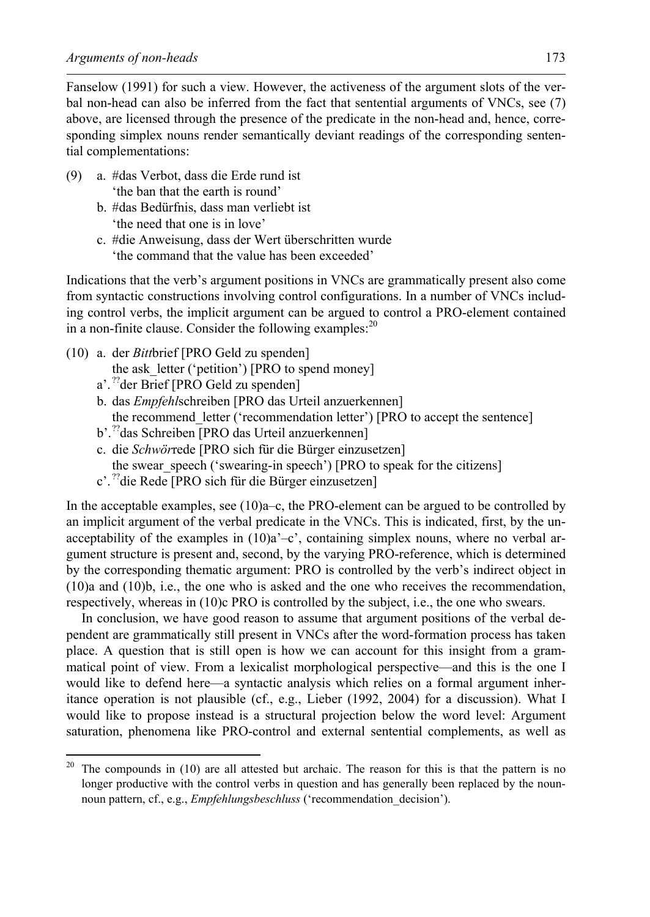Fanselow (1991) for such a view. However, the activeness of the argument slots of the verbal non-head can also be inferred from the fact that sentential arguments of VNCs, see (7) above, are licensed through the presence of the predicate in the non-head and, hence, corresponding simplex nouns render semantically deviant readings of the corresponding sentential complementations:

(9) a. #das Verbot, dass die Erde rund ist
   'the ban that the earth is round'
  b. #das Bedürfnis, dass man verliebt ist
   'the need that one is in love'
  c. #die Anweisung, dass der Wert überschritten wurde
   'the command that the value has been exceeded'

Indications that the verb's argument positions in VNCs are grammatically present also come from syntactic constructions involving control configurations. In a number of VNCs including control verbs, the implicit argument can be argued to control a PRO-element contained in a non-finite clause. Consider the following examples:[20]

(10) a. der *Bitt*brief [PRO Geld zu spenden]
   the ask_letter ('petition') [PRO to spend money]
  a'. ??der Brief [PRO Geld zu spenden]
  b. das *Empfehl*schreiben [PRO das Urteil anzuerkennen]
   the recommend_letter ('recommendation letter') [PRO to accept the sentence]
  b'. ??das Schreiben [PRO das Urteil anzuerkennen]
  c. die *Schwör*rede [PRO sich für die Bürger einzusetzen]
   the swear_speech ('swearing-in speech') [PRO to speak for the citizens]
  c'. ??die Rede [PRO sich für die Bürger einzusetzen]

In the acceptable examples, see (10)a–c, the PRO-element can be argued to be controlled by an implicit argument of the verbal predicate in the VNCs. This is indicated, first, by the unacceptability of the examples in (10)a'–c', containing simplex nouns, where no verbal argument structure is present and, second, by the varying PRO-reference, which is determined by the corresponding thematic argument: PRO is controlled by the verb's indirect object in (10)a and (10)b, i.e., the one who is asked and the one who receives the recommendation, respectively, whereas in (10)c PRO is controlled by the subject, i.e., the one who swears.

In conclusion, we have good reason to assume that argument positions of the verbal dependent are grammatically still present in VNCs after the word-formation process has taken place. A question that is still open is how we can account for this insight from a grammatical point of view. From a lexicalist morphological perspective—and this is the one I would like to defend here—a syntactic analysis which relies on a formal argument inheritance operation is not plausible (cf., e.g., Lieber (1992, 2004) for a discussion). What I would like to propose instead is a structural projection below the word level: Argument saturation, phenomena like PRO-control and external sentential complements, as well as

---

[20] The compounds in (10) are all attested but archaic. The reason for this is that the pattern is no longer productive with the control verbs in question and has generally been replaced by the noun-noun pattern, cf., e.g., *Empfehlungsbeschluss* ('recommendation_decision').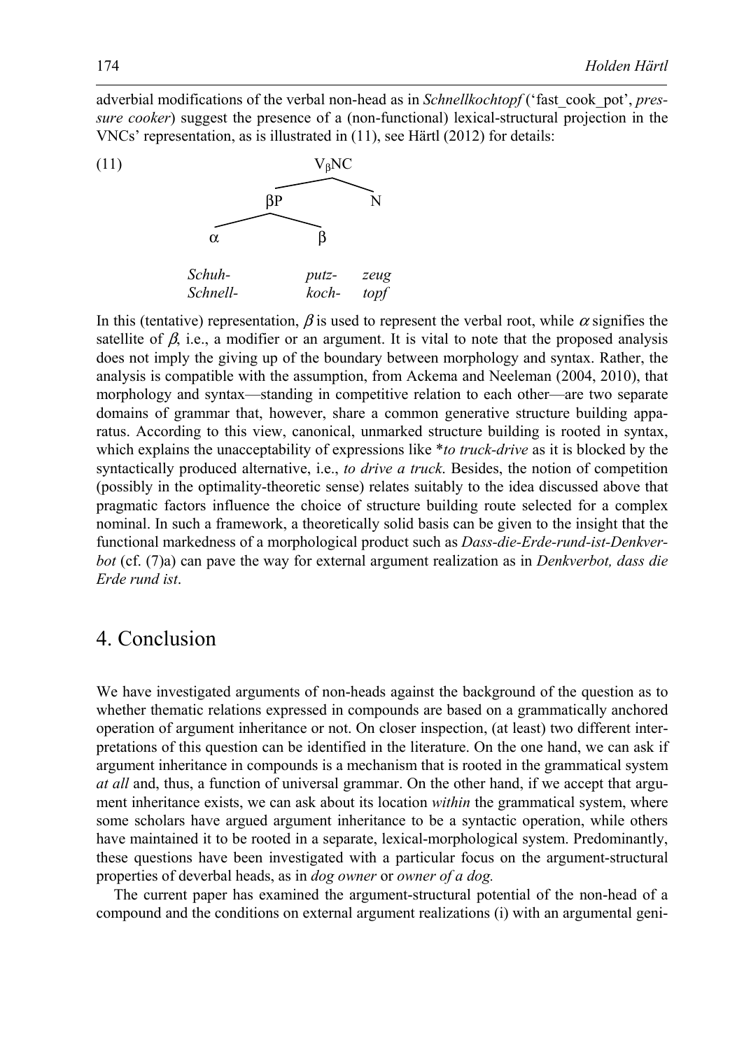adverbial modifications of the verbal non-head as in *Schnellkochtopf* ('fast_cook_pot', *pressure cooker*) suggest the presence of a (non-functional) lexical-structural projection in the VNCs' representation, as is illustrated in (11), see Härtl (2012) for details:

(11)

```
            VβNC
           /    \
         βP      N
        /  \
       α    β

  Schuh-   putz-  zeug
  Schnell- koch-  topf
```

In this (tentative) representation, $\beta$ is used to represent the verbal root, while $\alpha$ signifies the satellite of $\beta$, i.e., a modifier or an argument. It is vital to note that the proposed analysis does not imply the giving up of the boundary between morphology and syntax. Rather, the analysis is compatible with the assumption, from Ackema and Neeleman (2004, 2010), that morphology and syntax—standing in competitive relation to each other—are two separate domains of grammar that, however, share a common generative structure building apparatus. According to this view, canonical, unmarked structure building is rooted in syntax, which explains the unacceptability of expressions like \**to truck-drive* as it is blocked by the syntactically produced alternative, i.e., *to drive a truck*. Besides, the notion of competition (possibly in the optimality-theoretic sense) relates suitably to the idea discussed above that pragmatic factors influence the choice of structure building route selected for a complex nominal. In such a framework, a theoretically solid basis can be given to the insight that the functional markedness of a morphological product such as *Dass-die-Erde-rund-ist-Denkverbot* (cf. (7)a) can pave the way for external argument realization as in *Denkverbot, dass die Erde rund ist*.

## 4. Conclusion

We have investigated arguments of non-heads against the background of the question as to whether thematic relations expressed in compounds are based on a grammatically anchored operation of argument inheritance or not. On closer inspection, (at least) two different interpretations of this question can be identified in the literature. On the one hand, we can ask if argument inheritance in compounds is a mechanism that is rooted in the grammatical system *at all* and, thus, a function of universal grammar. On the other hand, if we accept that argument inheritance exists, we can ask about its location *within* the grammatical system, where some scholars have argued argument inheritance to be a syntactic operation, while others have maintained it to be rooted in a separate, lexical-morphological system. Predominantly, these questions have been investigated with a particular focus on the argument-structural properties of deverbal heads, as in *dog owner* or *owner of a dog.*

The current paper has examined the argument-structural potential of the non-head of a compound and the conditions on external argument realizations (i) with an argumental geni-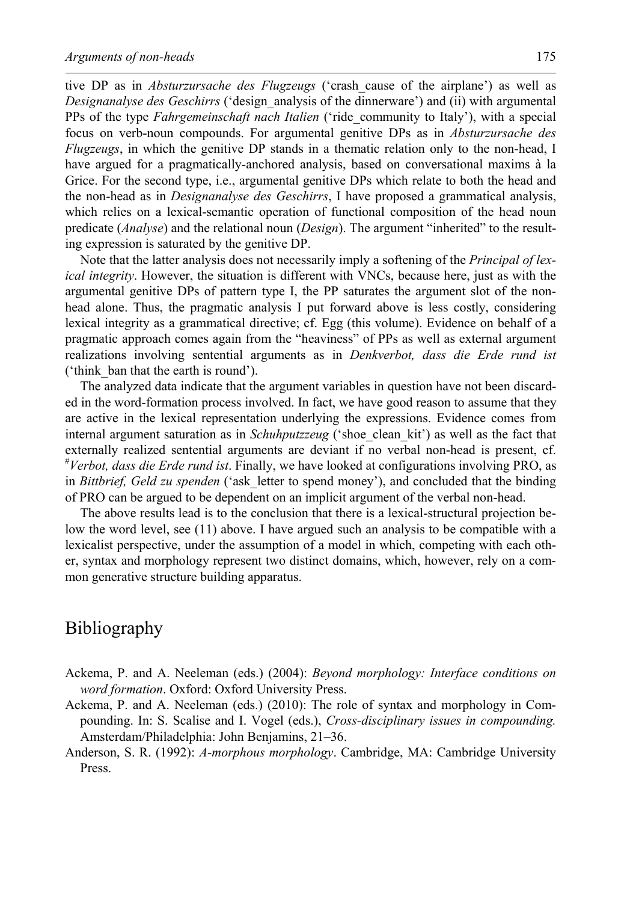tive DP as in *Absturzursache des Flugzeugs* ('crash_cause of the airplane') as well as *Designanalyse des Geschirrs* ('design_analysis of the dinnerware') and (ii) with argumental PPs of the type *Fahrgemeinschaft nach Italien* ('ride_community to Italy'), with a special focus on verb-noun compounds. For argumental genitive DPs as in *Absturzursache des Flugzeugs*, in which the genitive DP stands in a thematic relation only to the non-head, I have argued for a pragmatically-anchored analysis, based on conversational maxims à la Grice. For the second type, i.e., argumental genitive DPs which relate to both the head and the non-head as in *Designanalyse des Geschirrs*, I have proposed a grammatical analysis, which relies on a lexical-semantic operation of functional composition of the head noun predicate (*Analyse*) and the relational noun (*Design*). The argument "inherited" to the resulting expression is saturated by the genitive DP.

Note that the latter analysis does not necessarily imply a softening of the *Principal of lexical integrity*. However, the situation is different with VNCs, because here, just as with the argumental genitive DPs of pattern type I, the PP saturates the argument slot of the non-head alone. Thus, the pragmatic analysis I put forward above is less costly, considering lexical integrity as a grammatical directive; cf. Egg (this volume). Evidence on behalf of a pragmatic approach comes again from the "heaviness" of PPs as well as external argument realizations involving sentential arguments as in *Denkverbot, dass die Erde rund ist* ('think_ban that the earth is round').

The analyzed data indicate that the argument variables in question have not been discarded in the word-formation process involved. In fact, we have good reason to assume that they are active in the lexical representation underlying the expressions. Evidence comes from internal argument saturation as in *Schuhputzzeug* ('shoe_clean_kit') as well as the fact that externally realized sentential arguments are deviant if no verbal non-head is present, cf. #*Verbot, dass die Erde rund ist*. Finally, we have looked at configurations involving PRO, as in *Bittbrief, Geld zu spenden* ('ask_letter to spend money'), and concluded that the binding of PRO can be argued to be dependent on an implicit argument of the verbal non-head.

The above results lead is to the conclusion that there is a lexical-structural projection below the word level, see (11) above. I have argued such an analysis to be compatible with a lexicalist perspective, under the assumption of a model in which, competing with each other, syntax and morphology represent two distinct domains, which, however, rely on a common generative structure building apparatus.

## Bibliography

Ackema, P. and A. Neeleman (eds.) (2004): *Beyond morphology: Interface conditions on word formation*. Oxford: Oxford University Press.

Ackema, P. and A. Neeleman (eds.) (2010): The role of syntax and morphology in Compounding. In: S. Scalise and I. Vogel (eds.), *Cross-disciplinary issues in compounding.* Amsterdam/Philadelphia: John Benjamins, 21–36.

Anderson, S. R. (1992): *A-morphous morphology*. Cambridge, MA: Cambridge University Press.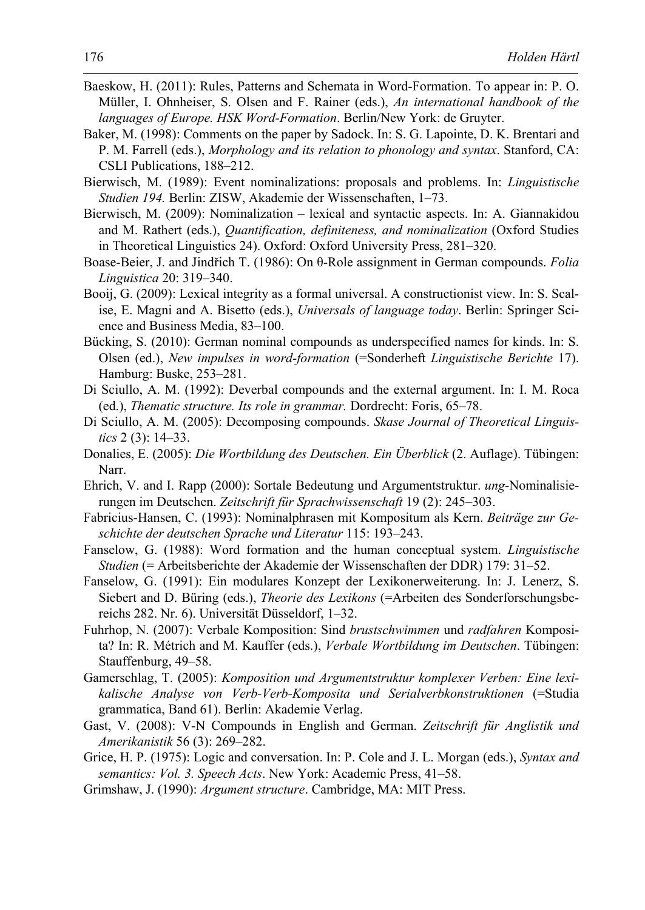Baeskow, H. (2011): Rules, Patterns and Schemata in Word-Formation. To appear in: P. O. Müller, I. Ohnheiser, S. Olsen and F. Rainer (eds.), *An international handbook of the languages of Europe. HSK Word-Formation*. Berlin/New York: de Gruyter.

Baker, M. (1998): Comments on the paper by Sadock. In: S. G. Lapointe, D. K. Brentari and P. M. Farrell (eds.), *Morphology and its relation to phonology and syntax*. Stanford, CA: CSLI Publications, 188–212.

Bierwisch, M. (1989): Event nominalizations: proposals and problems. In: *Linguistische Studien 194.* Berlin: ZISW, Akademie der Wissenschaften, 1–73.

Bierwisch, M. (2009): Nominalization – lexical and syntactic aspects. In: A. Giannakidou and M. Rathert (eds.), *Quantification, definiteness, and nominalization* (Oxford Studies in Theoretical Linguistics 24). Oxford: Oxford University Press, 281–320.

Boase-Beier, J. and Jindřich T. (1986): On θ-Role assignment in German compounds. *Folia Linguistica* 20: 319–340.

Booij, G. (2009): Lexical integrity as a formal universal. A constructionist view. In: S. Scalise, E. Magni and A. Bisetto (eds.), *Universals of language today*. Berlin: Springer Science and Business Media, 83–100.

Bücking, S. (2010): German nominal compounds as underspecified names for kinds. In: S. Olsen (ed.), *New impulses in word-formation* (=Sonderheft *Linguistische Berichte* 17). Hamburg: Buske, 253–281.

Di Sciullo, A. M. (1992): Deverbal compounds and the external argument. In: I. M. Roca (ed.), *Thematic structure. Its role in grammar.* Dordrecht: Foris, 65–78.

Di Sciullo, A. M. (2005): Decomposing compounds. *Skase Journal of Theoretical Linguistics* 2 (3): 14–33.

Donalies, E. (2005): *Die Wortbildung des Deutschen. Ein Überblick* (2. Auflage). Tübingen: Narr.

Ehrich, V. and I. Rapp (2000): Sortale Bedeutung und Argumentstruktur. *ung*-Nominalisierungen im Deutschen. *Zeitschrift für Sprachwissenschaft* 19 (2): 245–303.

Fabricius-Hansen, C. (1993): Nominalphrasen mit Kompositum als Kern. *Beiträge zur Geschichte der deutschen Sprache und Literatur* 115: 193–243.

Fanselow, G. (1988): Word formation and the human conceptual system. *Linguistische Studien* (= Arbeitsberichte der Akademie der Wissenschaften der DDR) 179: 31–52.

Fanselow, G. (1991): Ein modulares Konzept der Lexikonerweiterung. In: J. Lenerz, S. Siebert and D. Büring (eds.), *Theorie des Lexikons* (=Arbeiten des Sonderforschungsbereichs 282. Nr. 6). Universität Düsseldorf, 1–32.

Fuhrhop, N. (2007): Verbale Komposition: Sind *brustschwimmen* und *radfahren* Komposita? In: R. Métrich and M. Kauffer (eds.), *Verbale Wortbildung im Deutschen*. Tübingen: Stauffenburg, 49–58.

Gamerschlag, T. (2005): *Komposition und Argumentstruktur komplexer Verben: Eine lexikalische Analyse von Verb-Verb-Komposita und Serialverbkonstruktionen* (=Studia grammatica, Band 61). Berlin: Akademie Verlag.

Gast, V. (2008): V-N Compounds in English and German. *Zeitschrift für Anglistik und Amerikanistik* 56 (3): 269–282.

Grice, H. P. (1975): Logic and conversation. In: P. Cole and J. L. Morgan (eds.), *Syntax and semantics: Vol. 3. Speech Acts*. New York: Academic Press, 41–58.

Grimshaw, J. (1990): *Argument structure*. Cambridge, MA: MIT Press.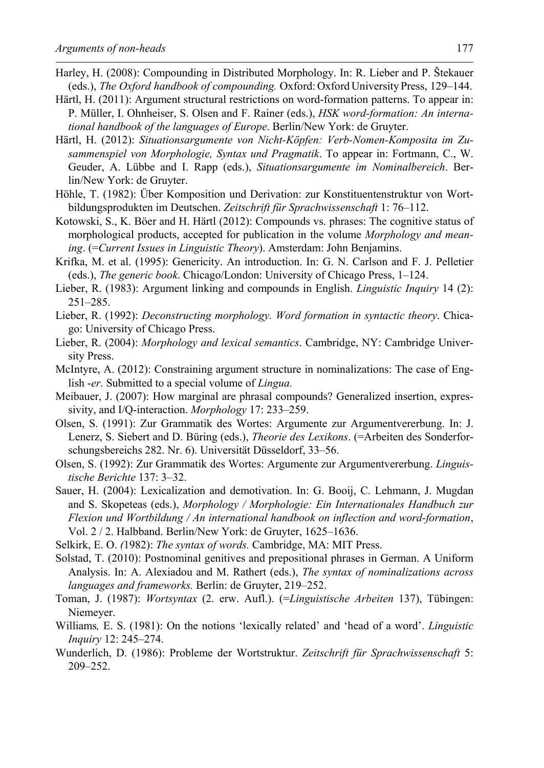Harley, H. (2008): Compounding in Distributed Morphology. In: R. Lieber and P. Štekauer (eds.), *The Oxford handbook of compounding.* Oxford: Oxford University Press, 129–144.

Härtl, H. (2011): Argument structural restrictions on word-formation patterns. To appear in: P. Müller, I. Ohnheiser, S. Olsen and F. Rainer (eds.), *HSK word-formation: An international handbook of the languages of Europe*. Berlin/New York: de Gruyter.

Härtl, H. (2012): *Situationsargumente von Nicht-Köpfen: Verb-Nomen-Komposita im Zusammenspiel von Morphologie, Syntax und Pragmatik*. To appear in: Fortmann, C., W. Geuder, A. Lübbe and I. Rapp (eds.), *Situationsargumente im Nominalbereich*. Berlin/New York: de Gruyter.

Höhle, T. (1982): Über Komposition und Derivation: zur Konstituentenstruktur von Wortbildungsprodukten im Deutschen. *Zeitschrift für Sprachwissenschaft* 1: 76–112.

Kotowski, S., K. Böer and H. Härtl (2012): Compounds vs. phrases: The cognitive status of morphological products, accepted for publication in the volume *Morphology and meaning*. (=*Current Issues in Linguistic Theory*). Amsterdam: John Benjamins.

Krifka, M. et al. (1995): Genericity. An introduction. In: G. N. Carlson and F. J. Pelletier (eds.), *The generic book*. Chicago/London: University of Chicago Press, 1–124.

Lieber, R. (1983): Argument linking and compounds in English. *Linguistic Inquiry* 14 (2): 251–285.

Lieber, R. (1992): *Deconstructing morphology. Word formation in syntactic theory*. Chicago: University of Chicago Press.

Lieber, R. (2004): *Morphology and lexical semantics*. Cambridge, NY: Cambridge University Press.

McIntyre, A. (2012): Constraining argument structure in nominalizations: The case of English *-er*. Submitted to a special volume of *Lingua.*

Meibauer, J. (2007): How marginal are phrasal compounds? Generalized insertion, expressivity, and I/Q-interaction. *Morphology* 17: 233–259.

Olsen, S. (1991): Zur Grammatik des Wortes: Argumente zur Argumentvererbung. In: J. Lenerz, S. Siebert and D. Büring (eds.), *Theorie des Lexikons*. (=Arbeiten des Sonderforschungsbereichs 282. Nr. 6). Universität Düsseldorf, 33–56.

Olsen, S. (1992): Zur Grammatik des Wortes: Argumente zur Argumentvererbung. *Linguistische Berichte* 137: 3–32.

Sauer, H. (2004): Lexicalization and demotivation. In: G. Booij, C. Lehmann, J. Mugdan and S. Skopeteas (eds.), *Morphology / Morphologie: Ein Internationales Handbuch zur Flexion und Wortbildung / An international handbook on inflection and word-formation*, Vol. 2 / 2. Halbband. Berlin/New York: de Gruyter, 1625–1636.

Selkirk, E. O. (1982): *The syntax of words.* Cambridge, MA: MIT Press.

Solstad, T. (2010): Postnominal genitives and prepositional phrases in German. A Uniform Analysis. In: A. Alexiadou and M. Rathert (eds.), *The syntax of nominalizations across languages and frameworks.* Berlin: de Gruyter, 219–252.

Toman, J. (1987): *Wortsyntax* (2. erw. Aufl.). (=*Linguistische Arbeiten* 137), Tübingen: Niemeyer.

Williams, E. S. (1981): On the notions 'lexically related' and 'head of a word'. *Linguistic Inquiry* 12: 245–274.

Wunderlich, D. (1986): Probleme der Wortstruktur. *Zeitschrift für Sprachwissenschaft* 5: 209–252.